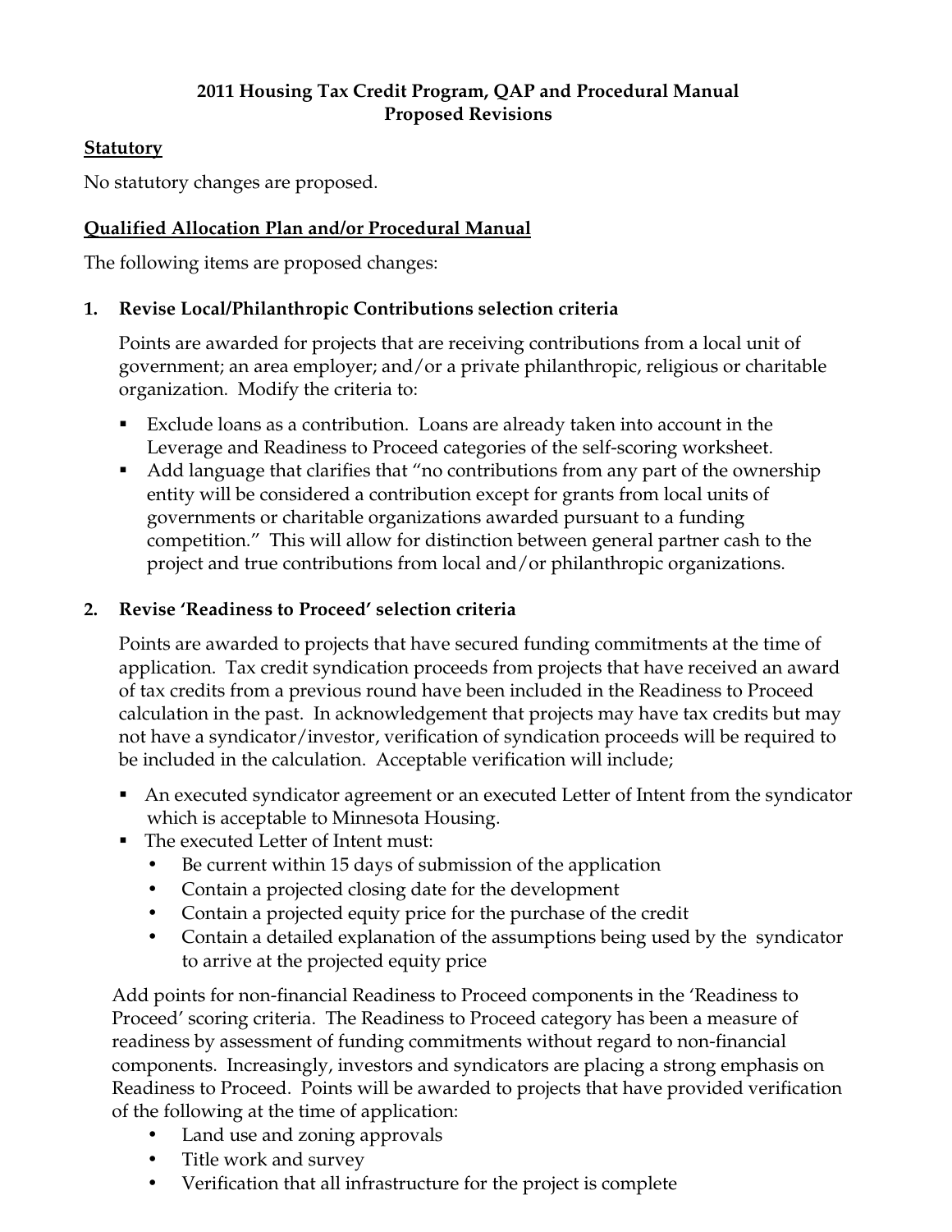**2011 Housing Tax Credit Program, QAP and Procedural Manual**
**Proposed Revisions**

**Statutory**

No statutory changes are proposed.

**Qualified Allocation Plan and/or Procedural Manual**

The following items are proposed changes:

**1. Revise Local/Philanthropic Contributions selection criteria**

Points are awarded for projects that are receiving contributions from a local unit of government; an area employer; and/or a private philanthropic, religious or charitable organization. Modify the criteria to:

- Exclude loans as a contribution. Loans are already taken into account in the Leverage and Readiness to Proceed categories of the self-scoring worksheet.
- Add language that clarifies that "no contributions from any part of the ownership entity will be considered a contribution except for grants from local units of governments or charitable organizations awarded pursuant to a funding competition." This will allow for distinction between general partner cash to the project and true contributions from local and/or philanthropic organizations.

**2. Revise 'Readiness to Proceed' selection criteria**

Points are awarded to projects that have secured funding commitments at the time of application. Tax credit syndication proceeds from projects that have received an award of tax credits from a previous round have been included in the Readiness to Proceed calculation in the past. In acknowledgement that projects may have tax credits but may not have a syndicator/investor, verification of syndication proceeds will be required to be included in the calculation. Acceptable verification will include;

- An executed syndicator agreement or an executed Letter of Intent from the syndicator which is acceptable to Minnesota Housing.
- The executed Letter of Intent must:
  - Be current within 15 days of submission of the application
  - Contain a projected closing date for the development
  - Contain a projected equity price for the purchase of the credit
  - Contain a detailed explanation of the assumptions being used by the syndicator to arrive at the projected equity price

Add points for non-financial Readiness to Proceed components in the 'Readiness to Proceed' scoring criteria. The Readiness to Proceed category has been a measure of readiness by assessment of funding commitments without regard to non-financial components. Increasingly, investors and syndicators are placing a strong emphasis on Readiness to Proceed. Points will be awarded to projects that have provided verification of the following at the time of application:

- Land use and zoning approvals
- Title work and survey
- Verification that all infrastructure for the project is complete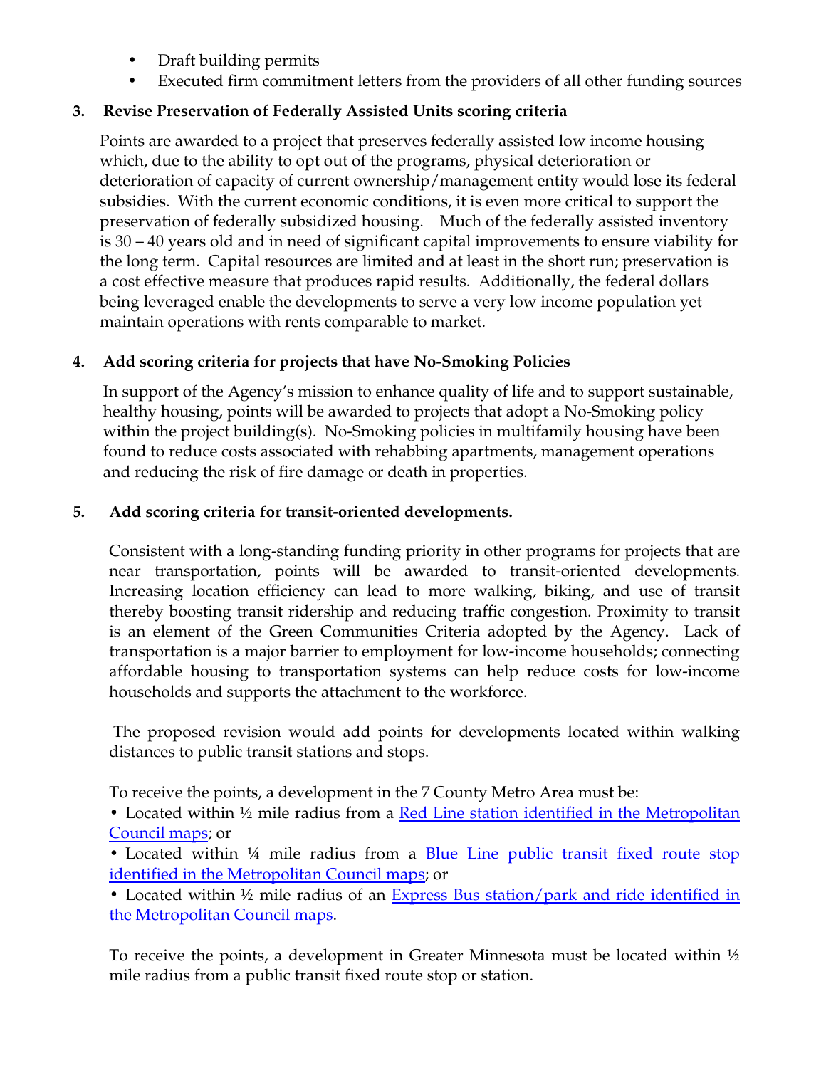- Draft building permits
- Executed firm commitment letters from the providers of all other funding sources

### 3. Revise Preservation of Federally Assisted Units scoring criteria

Points are awarded to a project that preserves federally assisted low income housing which, due to the ability to opt out of the programs, physical deterioration or deterioration of capacity of current ownership/management entity would lose its federal subsidies. With the current economic conditions, it is even more critical to support the preservation of federally subsidized housing. Much of the federally assisted inventory is 30 – 40 years old and in need of significant capital improvements to ensure viability for the long term. Capital resources are limited and at least in the short run; preservation is a cost effective measure that produces rapid results. Additionally, the federal dollars being leveraged enable the developments to serve a very low income population yet maintain operations with rents comparable to market.

### 4. Add scoring criteria for projects that have No-Smoking Policies

In support of the Agency's mission to enhance quality of life and to support sustainable, healthy housing, points will be awarded to projects that adopt a No-Smoking policy within the project building(s). No-Smoking policies in multifamily housing have been found to reduce costs associated with rehabbing apartments, management operations and reducing the risk of fire damage or death in properties.

### 5. Add scoring criteria for transit-oriented developments.

Consistent with a long-standing funding priority in other programs for projects that are near transportation, points will be awarded to transit-oriented developments. Increasing location efficiency can lead to more walking, biking, and use of transit thereby boosting transit ridership and reducing traffic congestion. Proximity to transit is an element of the Green Communities Criteria adopted by the Agency. Lack of transportation is a major barrier to employment for low-income households; connecting affordable housing to transportation systems can help reduce costs for low-income households and supports the attachment to the workforce.

The proposed revision would add points for developments located within walking distances to public transit stations and stops.

To receive the points, a development in the 7 County Metro Area must be:

- Located within ½ mile radius from a Red Line station identified in the Metropolitan Council maps; or
- Located within ¼ mile radius from a Blue Line public transit fixed route stop identified in the Metropolitan Council maps; or
- Located within ½ mile radius of an Express Bus station/park and ride identified in the Metropolitan Council maps.

To receive the points, a development in Greater Minnesota must be located within ½ mile radius from a public transit fixed route stop or station.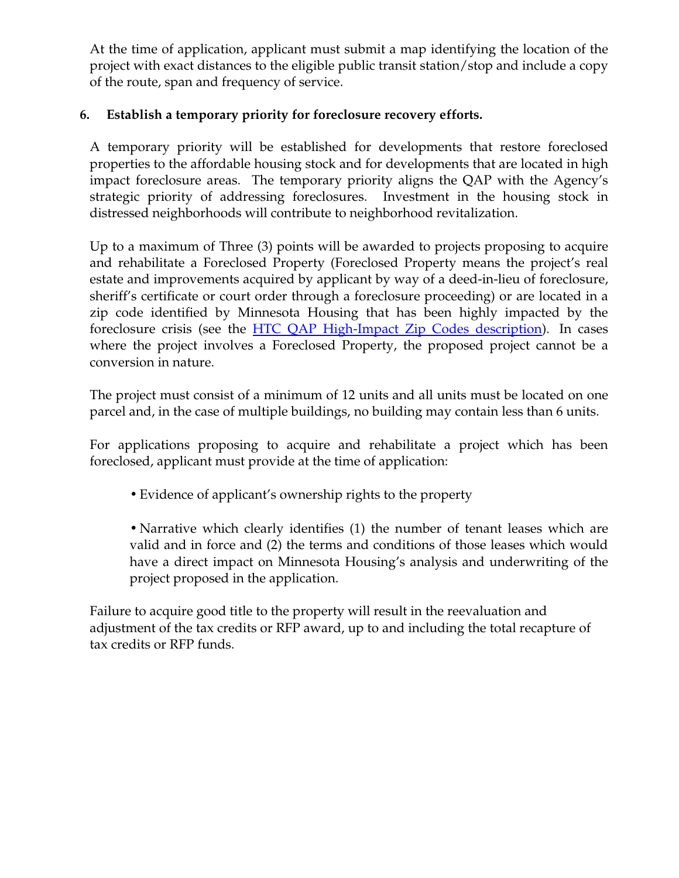At the time of application, applicant must submit a map identifying the location of the project with exact distances to the eligible public transit station/stop and include a copy of the route, span and frequency of service.

**6. Establish a temporary priority for foreclosure recovery efforts.**

A temporary priority will be established for developments that restore foreclosed properties to the affordable housing stock and for developments that are located in high impact foreclosure areas. The temporary priority aligns the QAP with the Agency's strategic priority of addressing foreclosures. Investment in the housing stock in distressed neighborhoods will contribute to neighborhood revitalization.

Up to a maximum of Three (3) points will be awarded to projects proposing to acquire and rehabilitate a Foreclosed Property (Foreclosed Property means the project's real estate and improvements acquired by applicant by way of a deed-in-lieu of foreclosure, sheriff's certificate or court order through a foreclosure proceeding) or are located in a zip code identified by Minnesota Housing that has been highly impacted by the foreclosure crisis (see the [HTC QAP High-Impact Zip Codes description]). In cases where the project involves a Foreclosed Property, the proposed project cannot be a conversion in nature.

The project must consist of a minimum of 12 units and all units must be located on one parcel and, in the case of multiple buildings, no building may contain less than 6 units.

For applications proposing to acquire and rehabilitate a project which has been foreclosed, applicant must provide at the time of application:

- Evidence of applicant's ownership rights to the property
- Narrative which clearly identifies (1) the number of tenant leases which are valid and in force and (2) the terms and conditions of those leases which would have a direct impact on Minnesota Housing's analysis and underwriting of the project proposed in the application.

Failure to acquire good title to the property will result in the reevaluation and adjustment of the tax credits or RFP award, up to and including the total recapture of tax credits or RFP funds.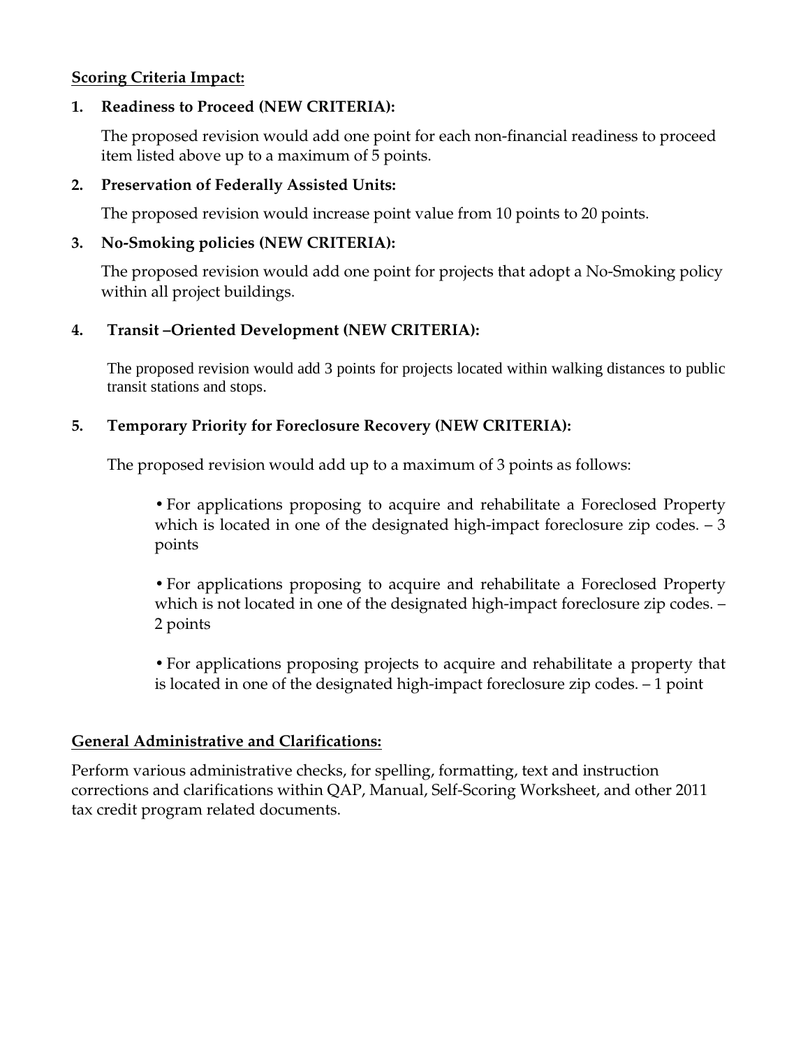**Scoring Criteria Impact:**

1. **Readiness to Proceed (NEW CRITERIA):**

   The proposed revision would add one point for each non-financial readiness to proceed item listed above up to a maximum of 5 points.

2. **Preservation of Federally Assisted Units:**

   The proposed revision would increase point value from 10 points to 20 points.

3. **No-Smoking policies (NEW CRITERIA):**

   The proposed revision would add one point for projects that adopt a No-Smoking policy within all project buildings.

4. **Transit –Oriented Development (NEW CRITERIA):**

   The proposed revision would add 3 points for projects located within walking distances to public transit stations and stops.

5. **Temporary Priority for Foreclosure Recovery (NEW CRITERIA):**

   The proposed revision would add up to a maximum of 3 points as follows:

   - For applications proposing to acquire and rehabilitate a Foreclosed Property which is located in one of the designated high-impact foreclosure zip codes. – 3 points

   - For applications proposing to acquire and rehabilitate a Foreclosed Property which is not located in one of the designated high-impact foreclosure zip codes. – 2 points

   - For applications proposing projects to acquire and rehabilitate a property that is located in one of the designated high-impact foreclosure zip codes. – 1 point

**General Administrative and Clarifications:**

Perform various administrative checks, for spelling, formatting, text and instruction corrections and clarifications within QAP, Manual, Self-Scoring Worksheet, and other 2011 tax credit program related documents.